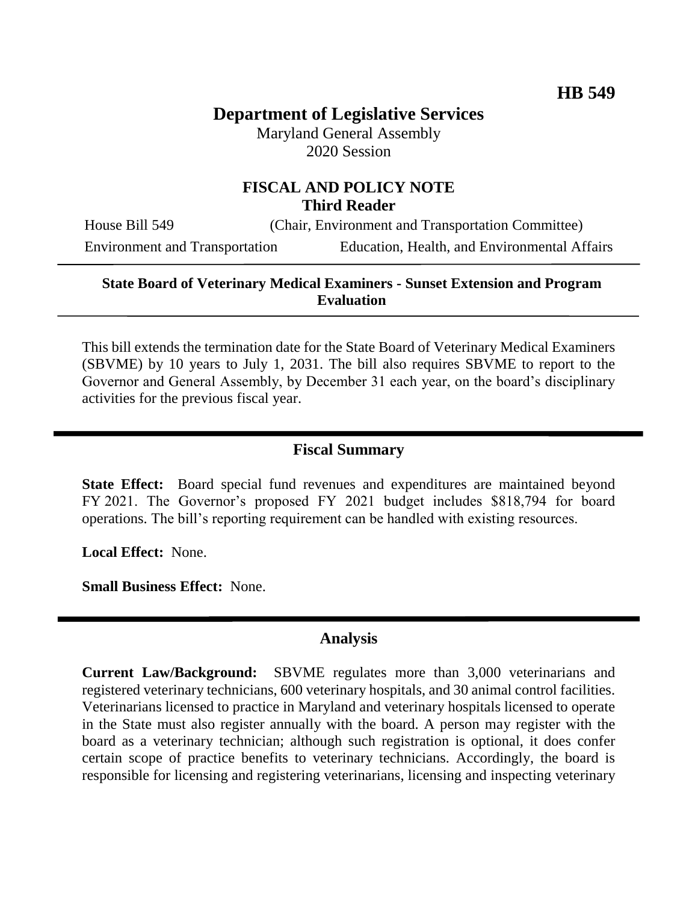**HB 549**

# Department of Legislative Services

Maryland General Assembly
2020 Session

## FISCAL AND POLICY NOTE
**Third Reader**

House Bill 549 (Chair, Environment and Transportation Committee)
Environment and Transportation Education, Health, and Environmental Affairs

**State Board of Veterinary Medical Examiners - Sunset Extension and Program Evaluation**

This bill extends the termination date for the State Board of Veterinary Medical Examiners (SBVME) by 10 years to July 1, 2031. The bill also requires SBVME to report to the Governor and General Assembly, by December 31 each year, on the board's disciplinary activities for the previous fiscal year.

## Fiscal Summary

**State Effect:** Board special fund revenues and expenditures are maintained beyond FY 2021. The Governor's proposed FY 2021 budget includes $818,794 for board operations. The bill's reporting requirement can be handled with existing resources.

**Local Effect:** None.

**Small Business Effect:** None.

## Analysis

**Current Law/Background:** SBVME regulates more than 3,000 veterinarians and registered veterinary technicians, 600 veterinary hospitals, and 30 animal control facilities. Veterinarians licensed to practice in Maryland and veterinary hospitals licensed to operate in the State must also register annually with the board. A person may register with the board as a veterinary technician; although such registration is optional, it does confer certain scope of practice benefits to veterinary technicians. Accordingly, the board is responsible for licensing and registering veterinarians, licensing and inspecting veterinary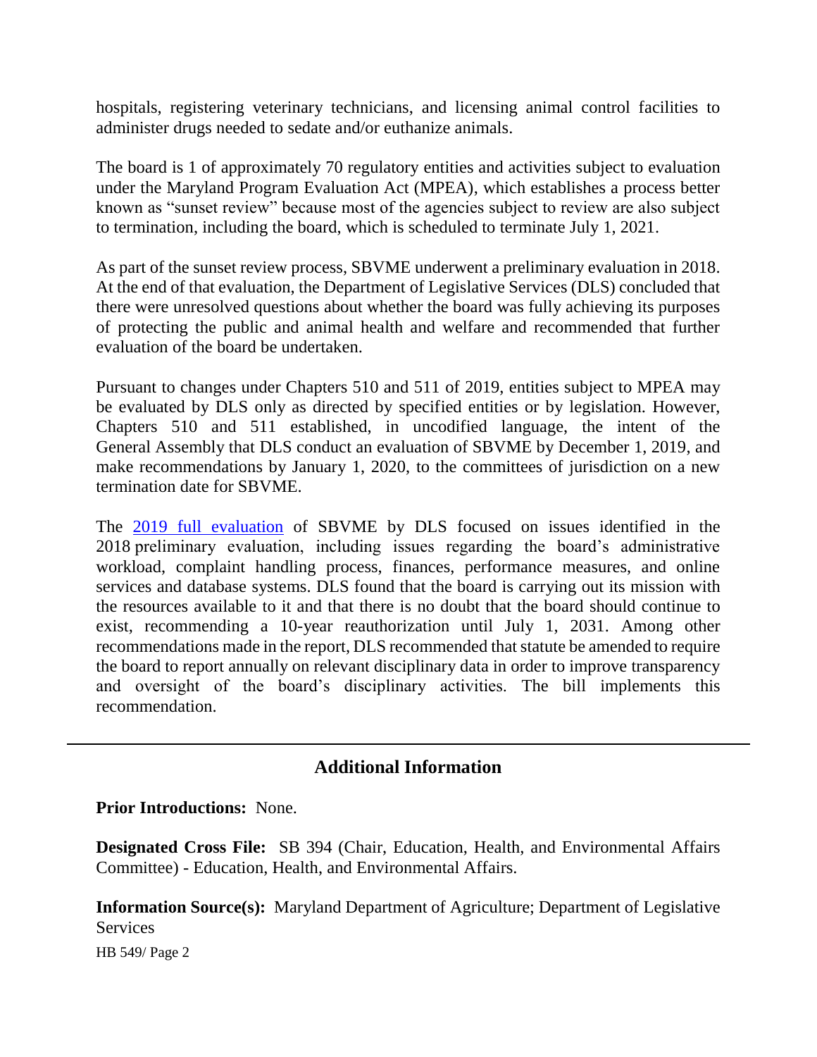hospitals, registering veterinary technicians, and licensing animal control facilities to administer drugs needed to sedate and/or euthanize animals.

The board is 1 of approximately 70 regulatory entities and activities subject to evaluation under the Maryland Program Evaluation Act (MPEA), which establishes a process better known as "sunset review" because most of the agencies subject to review are also subject to termination, including the board, which is scheduled to terminate July 1, 2021.

As part of the sunset review process, SBVME underwent a preliminary evaluation in 2018. At the end of that evaluation, the Department of Legislative Services (DLS) concluded that there were unresolved questions about whether the board was fully achieving its purposes of protecting the public and animal health and welfare and recommended that further evaluation of the board be undertaken.

Pursuant to changes under Chapters 510 and 511 of 2019, entities subject to MPEA may be evaluated by DLS only as directed by specified entities or by legislation. However, Chapters 510 and 511 established, in uncodified language, the intent of the General Assembly that DLS conduct an evaluation of SBVME by December 1, 2019, and make recommendations by January 1, 2020, to the committees of jurisdiction on a new termination date for SBVME.

The 2019 full evaluation of SBVME by DLS focused on issues identified in the 2018 preliminary evaluation, including issues regarding the board's administrative workload, complaint handling process, finances, performance measures, and online services and database systems. DLS found that the board is carrying out its mission with the resources available to it and that there is no doubt that the board should continue to exist, recommending a 10-year reauthorization until July 1, 2031. Among other recommendations made in the report, DLS recommended that statute be amended to require the board to report annually on relevant disciplinary data in order to improve transparency and oversight of the board's disciplinary activities. The bill implements this recommendation.

---

## Additional Information

**Prior Introductions:** None.

**Designated Cross File:** SB 394 (Chair, Education, Health, and Environmental Affairs Committee) - Education, Health, and Environmental Affairs.

**Information Source(s):** Maryland Department of Agriculture; Department of Legislative Services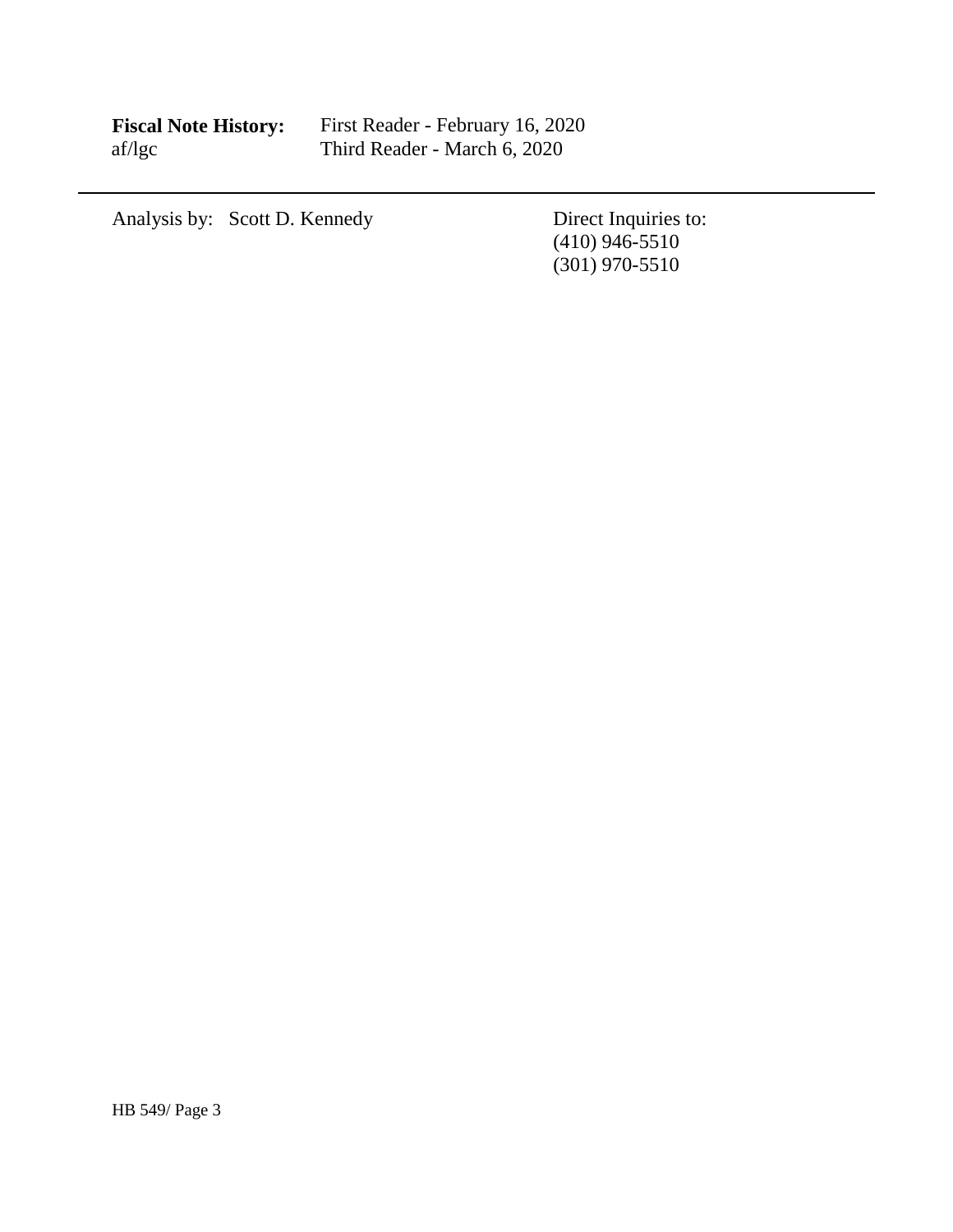**Fiscal Note History:** First Reader - February 16, 2020
af/lgc Third Reader - March 6, 2020

---

Analysis by: Scott D. Kennedy

Direct Inquiries to:
(410) 946-5510
(301) 970-5510